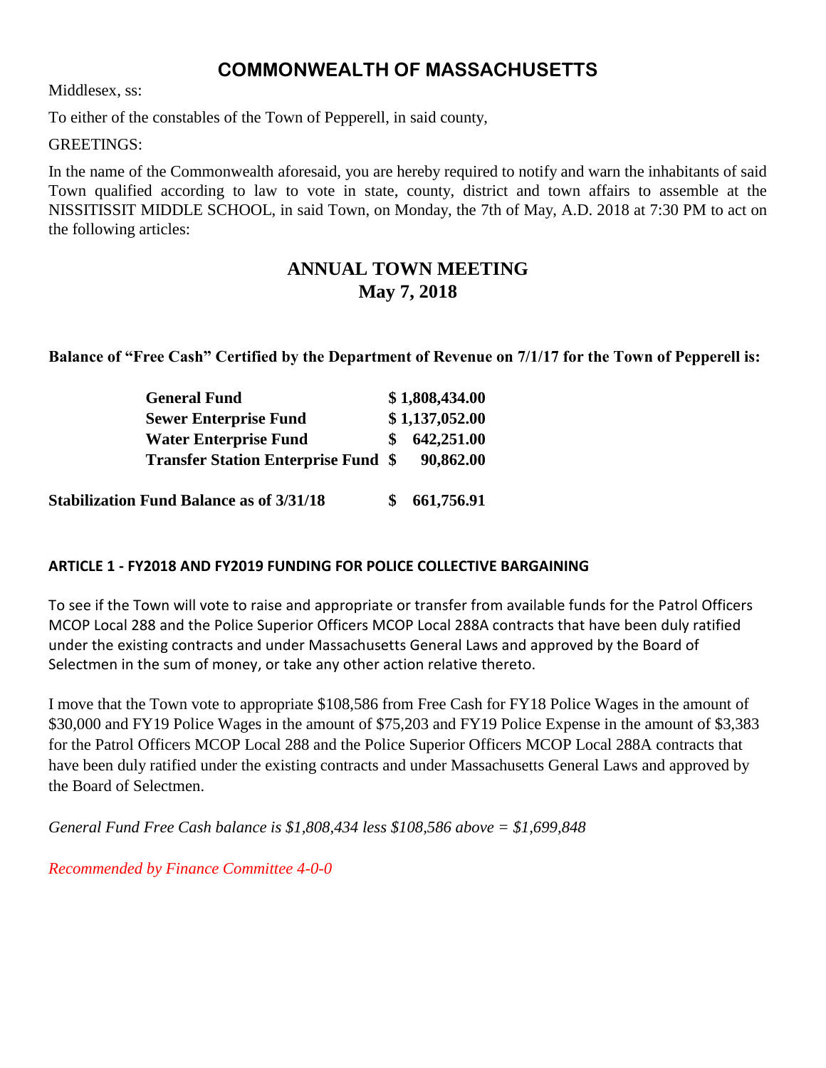# COMMONWEALTH OF MASSACHUSETTS

Middlesex, ss:

To either of the constables of the Town of Pepperell, in said county,

GREETINGS:

In the name of the Commonwealth aforesaid, you are hereby required to notify and warn the inhabitants of said Town qualified according to law to vote in state, county, district and town affairs to assemble at the NISSITISSIT MIDDLE SCHOOL, in said Town, on Monday, the 7th of May, A.D. 2018 at 7:30 PM to act on the following articles:

## ANNUAL TOWN MEETING
## May 7, 2018

**Balance of "Free Cash" Certified by the Department of Revenue on 7/1/17 for the Town of Pepperell is:**

| | |
|---|---|
| **General Fund** | **$ 1,808,434.00** |
| **Sewer Enterprise Fund** | **$ 1,137,052.00** |
| **Water Enterprise Fund** | **$ 642,251.00** |
| **Transfer Station Enterprise Fund** | **$ 90,862.00** |

| | |
|---|---|
| **Stabilization Fund Balance as of 3/31/18** | **$ 661,756.91** |

### ARTICLE 1 - FY2018 AND FY2019 FUNDING FOR POLICE COLLECTIVE BARGAINING

To see if the Town will vote to raise and appropriate or transfer from available funds for the Patrol Officers MCOP Local 288 and the Police Superior Officers MCOP Local 288A contracts that have been duly ratified under the existing contracts and under Massachusetts General Laws and approved by the Board of Selectmen in the sum of money, or take any other action relative thereto.

I move that the Town vote to appropriate $108,586 from Free Cash for FY18 Police Wages in the amount of $30,000 and FY19 Police Wages in the amount of $75,203 and FY19 Police Expense in the amount of $3,383 for the Patrol Officers MCOP Local 288 and the Police Superior Officers MCOP Local 288A contracts that have been duly ratified under the existing contracts and under Massachusetts General Laws and approved by the Board of Selectmen.

*General Fund Free Cash balance is $1,808,434 less $108,586 above = $1,699,848*

*Recommended by Finance Committee 4-0-0*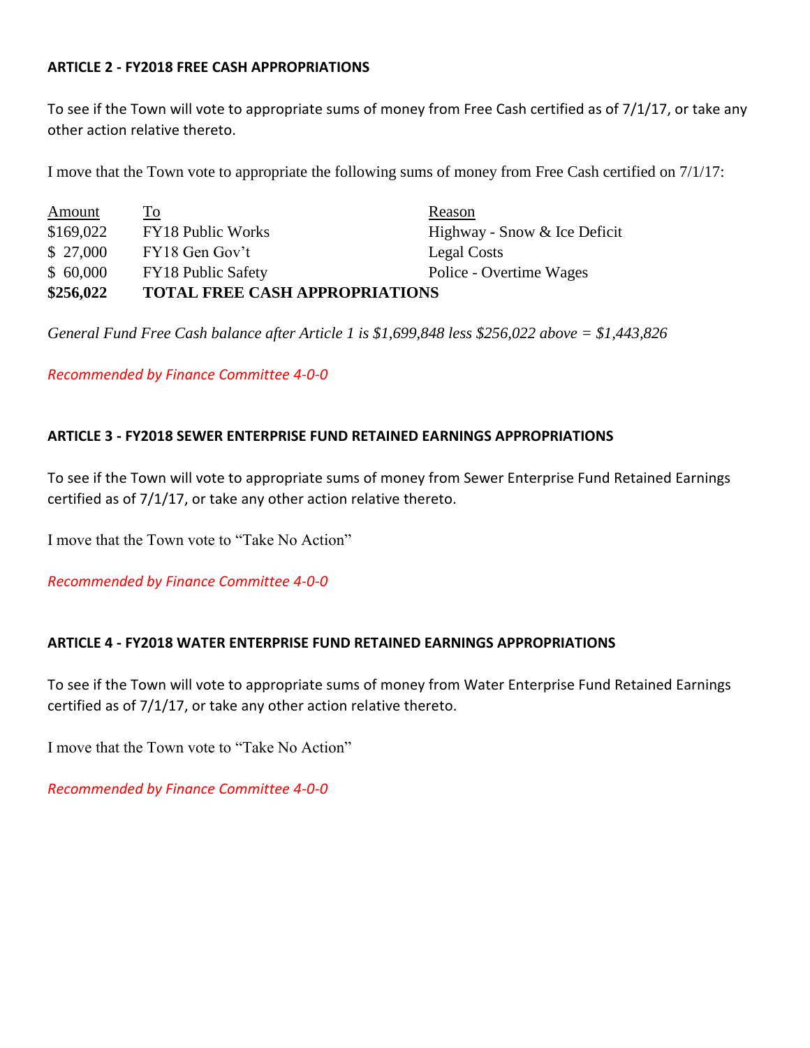**ARTICLE 2 - FY2018 FREE CASH APPROPRIATIONS**

To see if the Town will vote to appropriate sums of money from Free Cash certified as of 7/1/17, or take any other action relative thereto.

I move that the Town vote to appropriate the following sums of money from Free Cash certified on 7/1/17:

| Amount | To | Reason |
|---|---|---|
| $169,022 | FY18 Public Works | Highway - Snow & Ice Deficit |
| $ 27,000 | FY18 Gen Gov't | Legal Costs |
| $ 60,000 | FY18 Public Safety | Police - Overtime Wages |
| **$256,022** | **TOTAL FREE CASH APPROPRIATIONS** | |

*General Fund Free Cash balance after Article 1 is $1,699,848 less $256,022 above = $1,443,826*

*Recommended by Finance Committee 4-0-0*

**ARTICLE 3 - FY2018 SEWER ENTERPRISE FUND RETAINED EARNINGS APPROPRIATIONS**

To see if the Town will vote to appropriate sums of money from Sewer Enterprise Fund Retained Earnings certified as of 7/1/17, or take any other action relative thereto.

I move that the Town vote to "Take No Action"

*Recommended by Finance Committee 4-0-0*

**ARTICLE 4 - FY2018 WATER ENTERPRISE FUND RETAINED EARNINGS APPROPRIATIONS**

To see if the Town will vote to appropriate sums of money from Water Enterprise Fund Retained Earnings certified as of 7/1/17, or take any other action relative thereto.

I move that the Town vote to "Take No Action"

*Recommended by Finance Committee 4-0-0*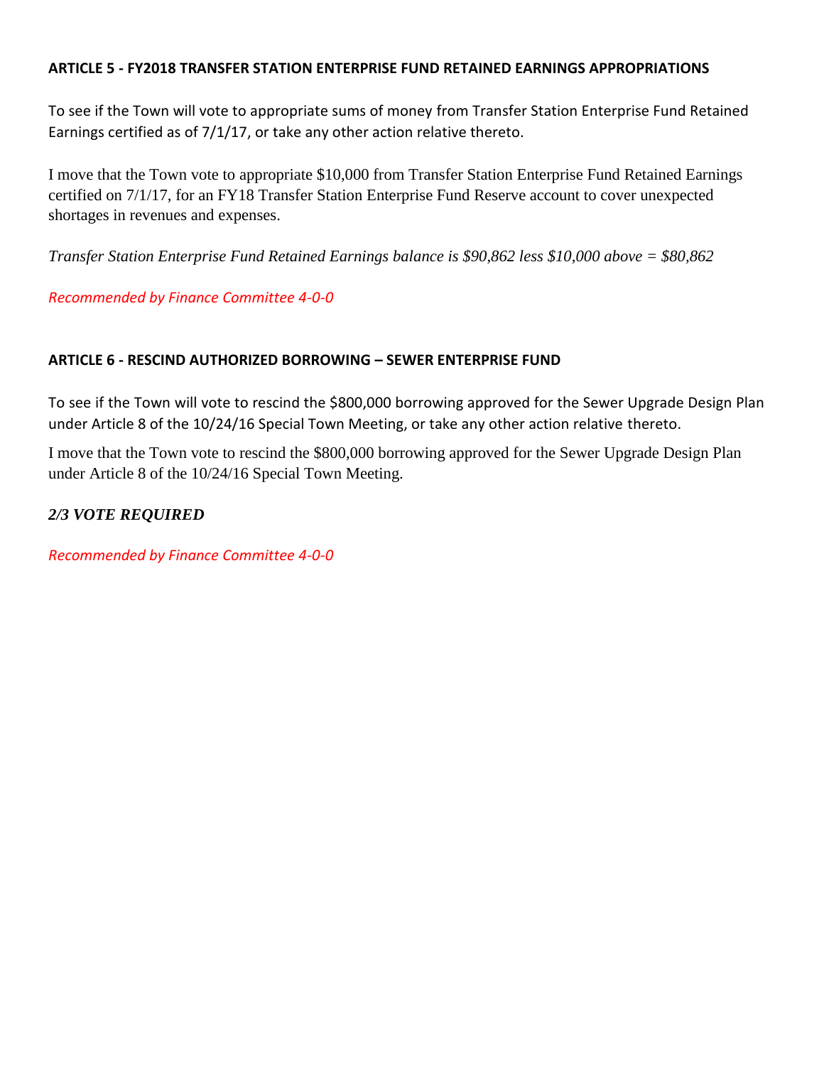### ARTICLE 5 - FY2018 TRANSFER STATION ENTERPRISE FUND RETAINED EARNINGS APPROPRIATIONS

To see if the Town will vote to appropriate sums of money from Transfer Station Enterprise Fund Retained Earnings certified as of 7/1/17, or take any other action relative thereto.

I move that the Town vote to appropriate $10,000 from Transfer Station Enterprise Fund Retained Earnings certified on 7/1/17, for an FY18 Transfer Station Enterprise Fund Reserve account to cover unexpected shortages in revenues and expenses.

*Transfer Station Enterprise Fund Retained Earnings balance is $90,862 less $10,000 above = $80,862*

*Recommended by Finance Committee 4-0-0*

### ARTICLE 6 - RESCIND AUTHORIZED BORROWING – SEWER ENTERPRISE FUND

To see if the Town will vote to rescind the $800,000 borrowing approved for the Sewer Upgrade Design Plan under Article 8 of the 10/24/16 Special Town Meeting, or take any other action relative thereto.

I move that the Town vote to rescind the $800,000 borrowing approved for the Sewer Upgrade Design Plan under Article 8 of the 10/24/16 Special Town Meeting.

***2/3 VOTE REQUIRED***

*Recommended by Finance Committee 4-0-0*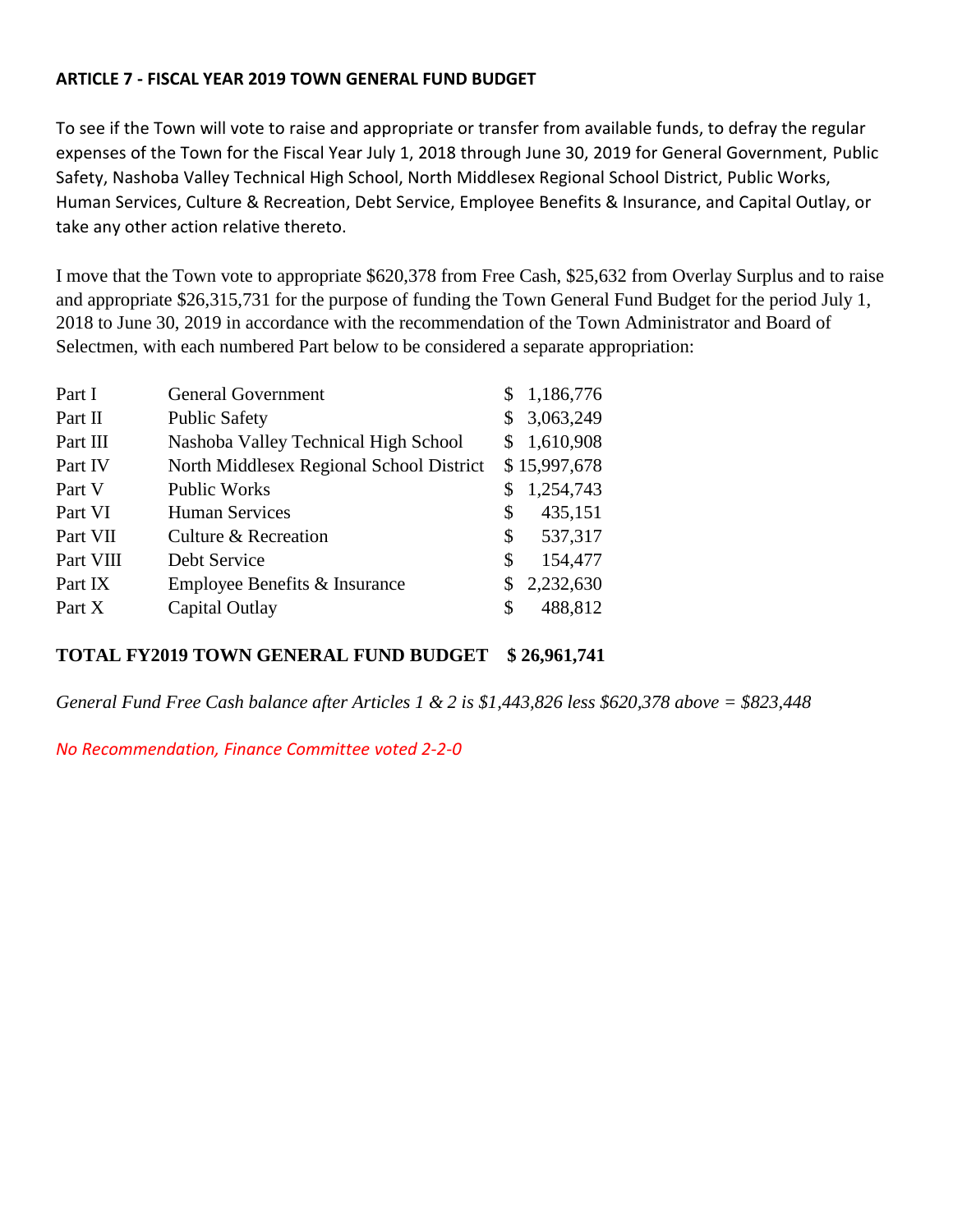**ARTICLE 7 - FISCAL YEAR 2019 TOWN GENERAL FUND BUDGET**

To see if the Town will vote to raise and appropriate or transfer from available funds, to defray the regular expenses of the Town for the Fiscal Year July 1, 2018 through June 30, 2019 for General Government, Public Safety, Nashoba Valley Technical High School, North Middlesex Regional School District, Public Works, Human Services, Culture & Recreation, Debt Service, Employee Benefits & Insurance, and Capital Outlay, or take any other action relative thereto.

I move that the Town vote to appropriate $620,378 from Free Cash, $25,632 from Overlay Surplus and to raise and appropriate $26,315,731 for the purpose of funding the Town General Fund Budget for the period July 1, 2018 to June 30, 2019 in accordance with the recommendation of the Town Administrator and Board of Selectmen, with each numbered Part below to be considered a separate appropriation:

| | | |
|---|---|---|
| Part I | General Government | $ 1,186,776 |
| Part II | Public Safety | $ 3,063,249 |
| Part III | Nashoba Valley Technical High School | $ 1,610,908 |
| Part IV | North Middlesex Regional School District | $ 15,997,678 |
| Part V | Public Works | $ 1,254,743 |
| Part VI | Human Services | $ 435,151 |
| Part VII | Culture & Recreation | $ 537,317 |
| Part VIII | Debt Service | $ 154,477 |
| Part IX | Employee Benefits & Insurance | $ 2,232,630 |
| Part X | Capital Outlay | $ 488,812 |

**TOTAL FY2019 TOWN GENERAL FUND BUDGET $ 26,961,741**

*General Fund Free Cash balance after Articles 1 & 2 is $1,443,826 less $620,378 above = $823,448*

*No Recommendation, Finance Committee voted 2-2-0*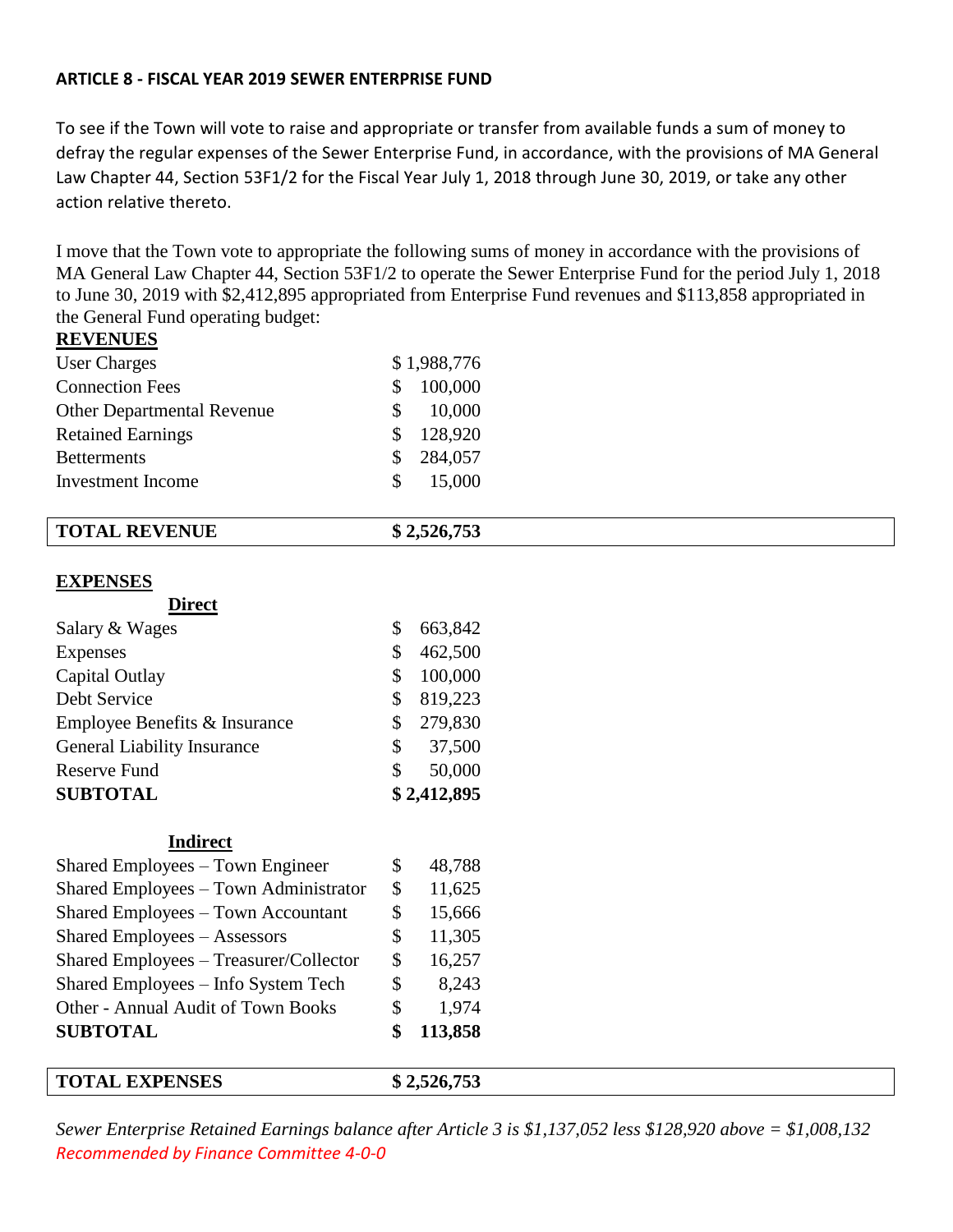**ARTICLE 8 - FISCAL YEAR 2019 SEWER ENTERPRISE FUND**

To see if the Town will vote to raise and appropriate or transfer from available funds a sum of money to defray the regular expenses of the Sewer Enterprise Fund, in accordance, with the provisions of MA General Law Chapter 44, Section 53F1/2 for the Fiscal Year July 1, 2018 through June 30, 2019, or take any other action relative thereto.

I move that the Town vote to appropriate the following sums of money in accordance with the provisions of MA General Law Chapter 44, Section 53F1/2 to operate the Sewer Enterprise Fund for the period July 1, 2018 to June 30, 2019 with $2,412,895 appropriated from Enterprise Fund revenues and $113,858 appropriated in the General Fund operating budget:

| **REVENUES** | |
|---|---|
| User Charges | $ 1,988,776 |
| Connection Fees | $ 100,000 |
| Other Departmental Revenue | $ 10,000 |
| Retained Earnings | $ 128,920 |
| Betterments | $ 284,057 |
| Investment Income | $ 15,000 |
| **TOTAL REVENUE** | **$ 2,526,753** |

| **EXPENSES** | |
|---|---|
| **Direct** | |
| Salary & Wages | $ 663,842 |
| Expenses | $ 462,500 |
| Capital Outlay | $ 100,000 |
| Debt Service | $ 819,223 |
| Employee Benefits & Insurance | $ 279,830 |
| General Liability Insurance | $ 37,500 |
| Reserve Fund | $ 50,000 |
| **SUBTOTAL** | **$ 2,412,895** |
| **Indirect** | |
| Shared Employees – Town Engineer | $ 48,788 |
| Shared Employees – Town Administrator | $ 11,625 |
| Shared Employees – Town Accountant | $ 15,666 |
| Shared Employees – Assessors | $ 11,305 |
| Shared Employees – Treasurer/Collector | $ 16,257 |
| Shared Employees – Info System Tech | $ 8,243 |
| Other - Annual Audit of Town Books | $ 1,974 |
| **SUBTOTAL** | **$ 113,858** |
| **TOTAL EXPENSES** | **$ 2,526,753** |

*Sewer Enterprise Retained Earnings balance after Article 3 is $1,137,052 less $128,920 above = $1,008,132*

*Recommended by Finance Committee 4-0-0*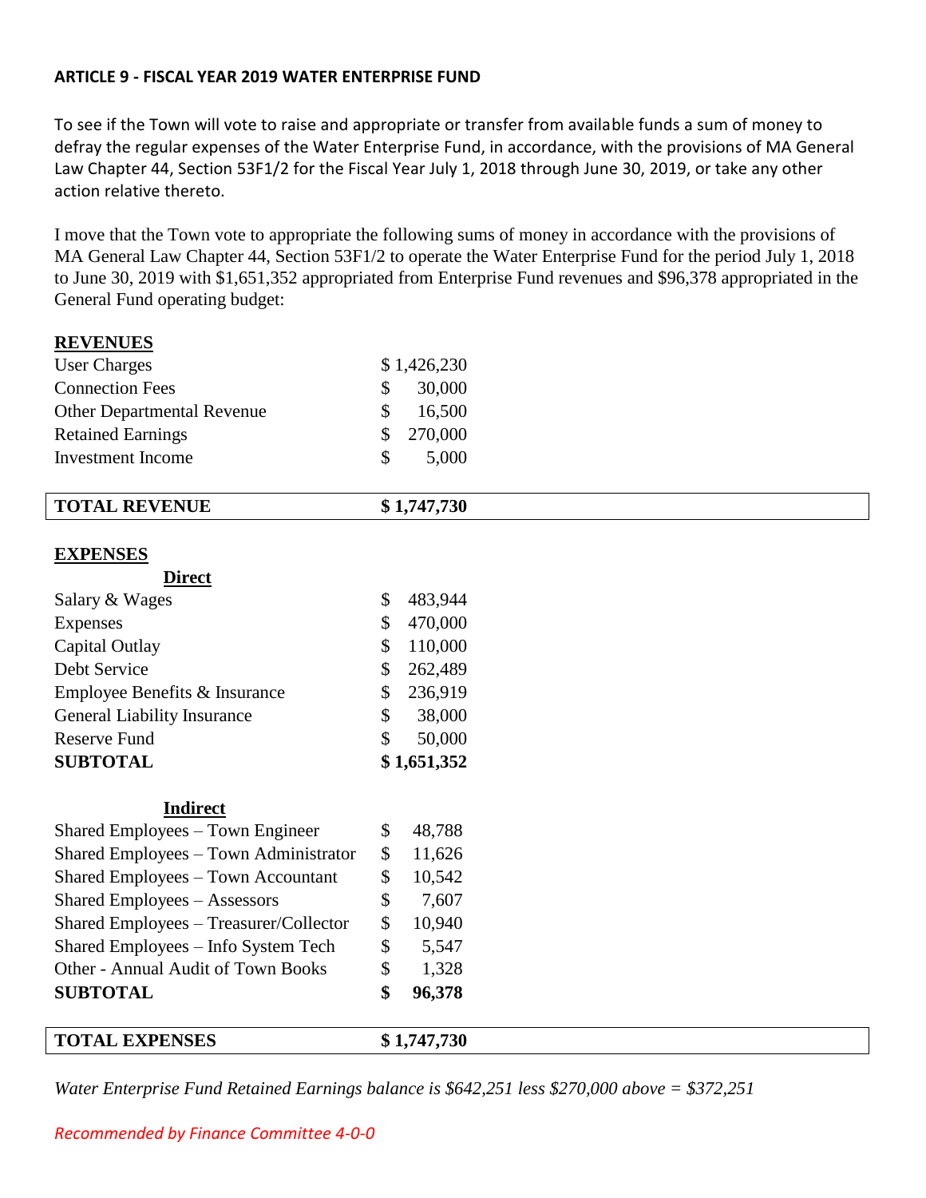**ARTICLE 9 - FISCAL YEAR 2019 WATER ENTERPRISE FUND**

To see if the Town will vote to raise and appropriate or transfer from available funds a sum of money to defray the regular expenses of the Water Enterprise Fund, in accordance, with the provisions of MA General Law Chapter 44, Section 53F1/2 for the Fiscal Year July 1, 2018 through June 30, 2019, or take any other action relative thereto.

I move that the Town vote to appropriate the following sums of money in accordance with the provisions of MA General Law Chapter 44, Section 53F1/2 to operate the Water Enterprise Fund for the period July 1, 2018 to June 30, 2019 with $1,651,352 appropriated from Enterprise Fund revenues and $96,378 appropriated in the General Fund operating budget:

| **REVENUES** | |
|---|---|
| User Charges | $ 1,426,230 |
| Connection Fees | $ 30,000 |
| Other Departmental Revenue | $ 16,500 |
| Retained Earnings | $ 270,000 |
| Investment Income | $ 5,000 |
| **TOTAL REVENUE** | **$ 1,747,730** |

| **EXPENSES** | |
|---|---|
| **Direct** | |
| Salary & Wages | $ 483,944 |
| Expenses | $ 470,000 |
| Capital Outlay | $ 110,000 |
| Debt Service | $ 262,489 |
| Employee Benefits & Insurance | $ 236,919 |
| General Liability Insurance | $ 38,000 |
| Reserve Fund | $ 50,000 |
| **SUBTOTAL** | **$ 1,651,352** |
| **Indirect** | |
| Shared Employees – Town Engineer | $ 48,788 |
| Shared Employees – Town Administrator | $ 11,626 |
| Shared Employees – Town Accountant | $ 10,542 |
| Shared Employees – Assessors | $ 7,607 |
| Shared Employees – Treasurer/Collector | $ 10,940 |
| Shared Employees – Info System Tech | $ 5,547 |
| Other - Annual Audit of Town Books | $ 1,328 |
| **SUBTOTAL** | **$ 96,378** |
| **TOTAL EXPENSES** | **$ 1,747,730** |

*Water Enterprise Fund Retained Earnings balance is $642,251 less $270,000 above = $372,251*

*Recommended by Finance Committee 4-0-0*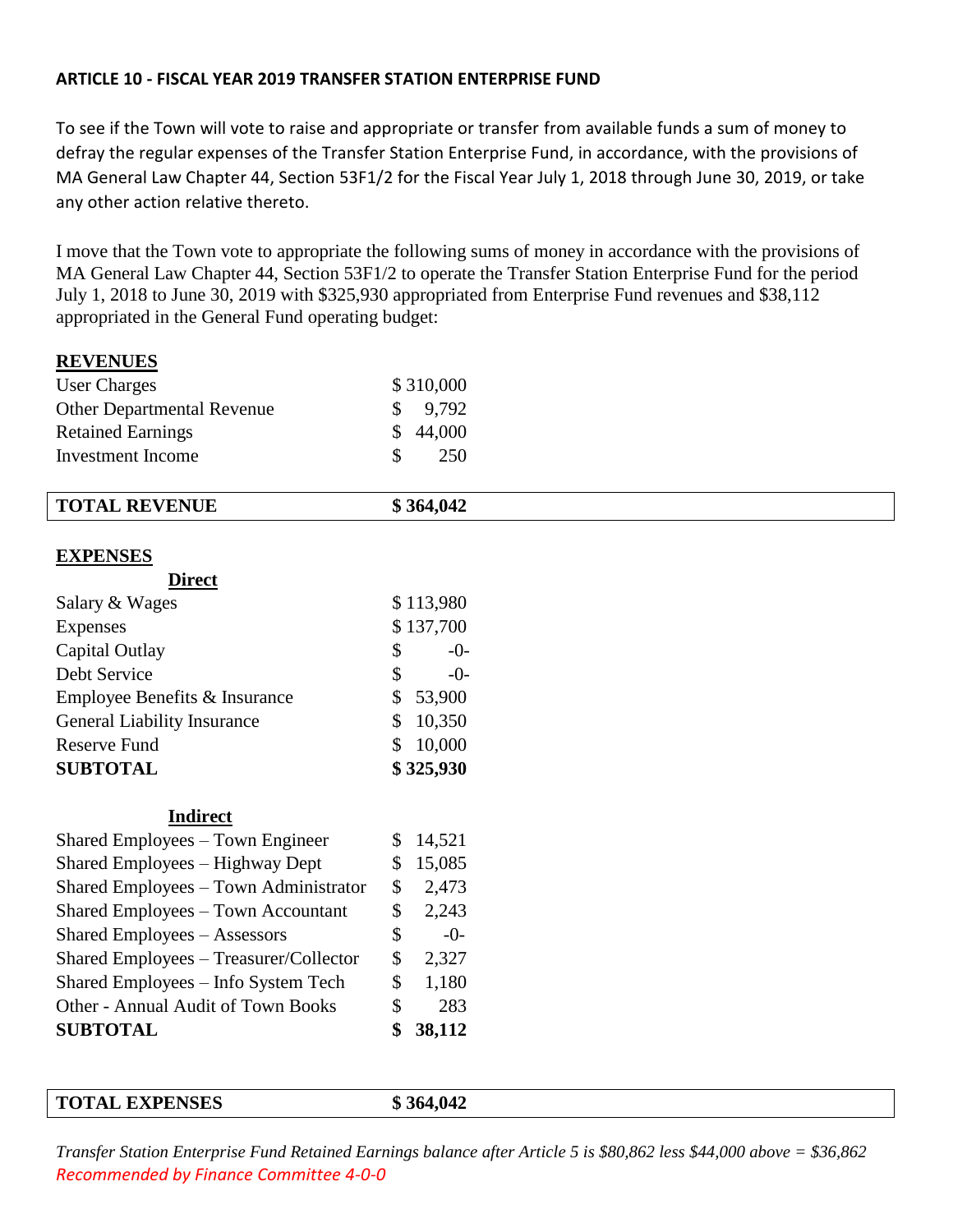**ARTICLE 10 - FISCAL YEAR 2019 TRANSFER STATION ENTERPRISE FUND**

To see if the Town will vote to raise and appropriate or transfer from available funds a sum of money to defray the regular expenses of the Transfer Station Enterprise Fund, in accordance, with the provisions of MA General Law Chapter 44, Section 53F1/2 for the Fiscal Year July 1, 2018 through June 30, 2019, or take any other action relative thereto.

I move that the Town vote to appropriate the following sums of money in accordance with the provisions of MA General Law Chapter 44, Section 53F1/2 to operate the Transfer Station Enterprise Fund for the period July 1, 2018 to June 30, 2019 with $325,930 appropriated from Enterprise Fund revenues and $38,112 appropriated in the General Fund operating budget:

| **REVENUES** | |
|---|---|
| User Charges | $ 310,000 |
| Other Departmental Revenue | $ 9,792 |
| Retained Earnings | $ 44,000 |
| Investment Income | $ 250 |
| **TOTAL REVENUE** | **$ 364,042** |

| **EXPENSES** | |
|---|---|
| **Direct** | |
| Salary & Wages | $ 113,980 |
| Expenses | $ 137,700 |
| Capital Outlay | $ -0- |
| Debt Service | $ -0- |
| Employee Benefits & Insurance | $ 53,900 |
| General Liability Insurance | $ 10,350 |
| Reserve Fund | $ 10,000 |
| **SUBTOTAL** | **$ 325,930** |
| **Indirect** | |
| Shared Employees – Town Engineer | $ 14,521 |
| Shared Employees – Highway Dept | $ 15,085 |
| Shared Employees – Town Administrator | $ 2,473 |
| Shared Employees – Town Accountant | $ 2,243 |
| Shared Employees – Assessors | $ -0- |
| Shared Employees – Treasurer/Collector | $ 2,327 |
| Shared Employees – Info System Tech | $ 1,180 |
| Other - Annual Audit of Town Books | $ 283 |
| **SUBTOTAL** | **$ 38,112** |
| **TOTAL EXPENSES** | **$ 364,042** |

*Transfer Station Enterprise Fund Retained Earnings balance after Article 5 is $80,862 less $44,000 above = $36,862*

*Recommended by Finance Committee 4-0-0*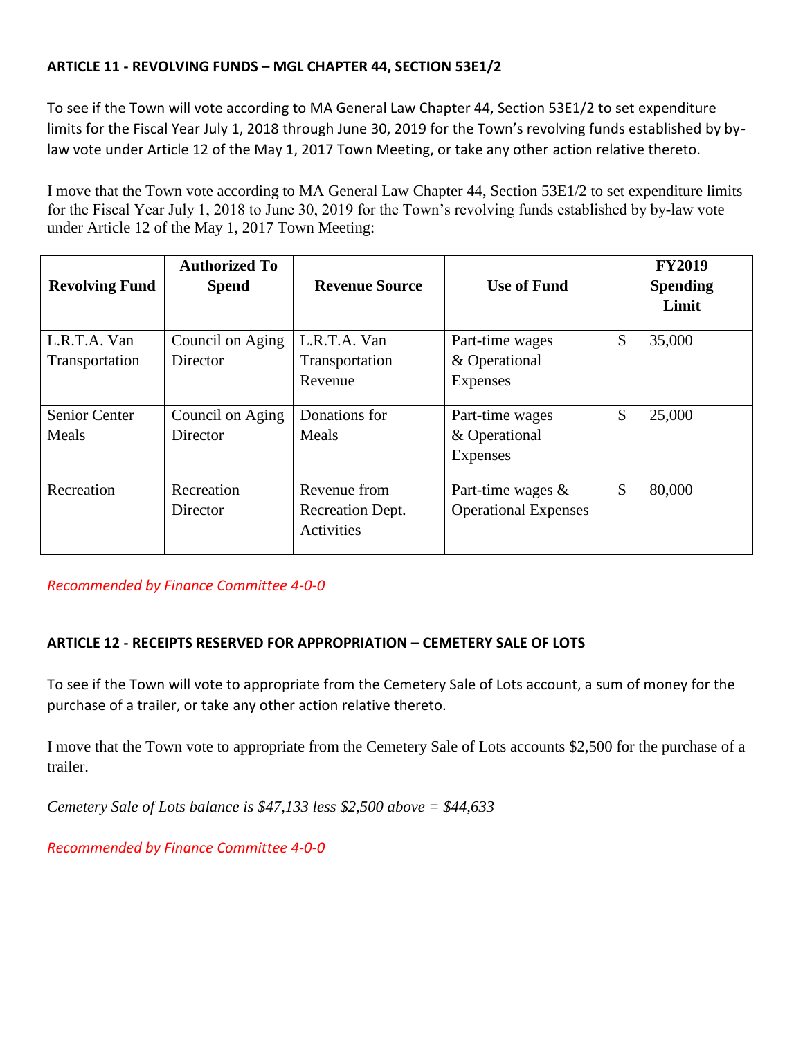**ARTICLE 11 - REVOLVING FUNDS – MGL CHAPTER 44, SECTION 53E1/2**

To see if the Town will vote according to MA General Law Chapter 44, Section 53E1/2 to set expenditure limits for the Fiscal Year July 1, 2018 through June 30, 2019 for the Town's revolving funds established by by-law vote under Article 12 of the May 1, 2017 Town Meeting, or take any other action relative thereto.

I move that the Town vote according to MA General Law Chapter 44, Section 53E1/2 to set expenditure limits for the Fiscal Year July 1, 2018 to June 30, 2019 for the Town's revolving funds established by by-law vote under Article 12 of the May 1, 2017 Town Meeting:

| Revolving Fund | Authorized To Spend | Revenue Source | Use of Fund | FY2019 Spending Limit |
|---|---|---|---|---|
| L.R.T.A. Van Transportation | Council on Aging Director | L.R.T.A. Van Transportation Revenue | Part-time wages & Operational Expenses | $ 35,000 |
| Senior Center Meals | Council on Aging Director | Donations for Meals | Part-time wages & Operational Expenses | $ 25,000 |
| Recreation | Recreation Director | Revenue from Recreation Dept. Activities | Part-time wages & Operational Expenses | $ 80,000 |

*Recommended by Finance Committee 4-0-0*

**ARTICLE 12 - RECEIPTS RESERVED FOR APPROPRIATION – CEMETERY SALE OF LOTS**

To see if the Town will vote to appropriate from the Cemetery Sale of Lots account, a sum of money for the purchase of a trailer, or take any other action relative thereto.

I move that the Town vote to appropriate from the Cemetery Sale of Lots accounts $2,500 for the purchase of a trailer.

*Cemetery Sale of Lots balance is $47,133 less $2,500 above = $44,633*

*Recommended by Finance Committee 4-0-0*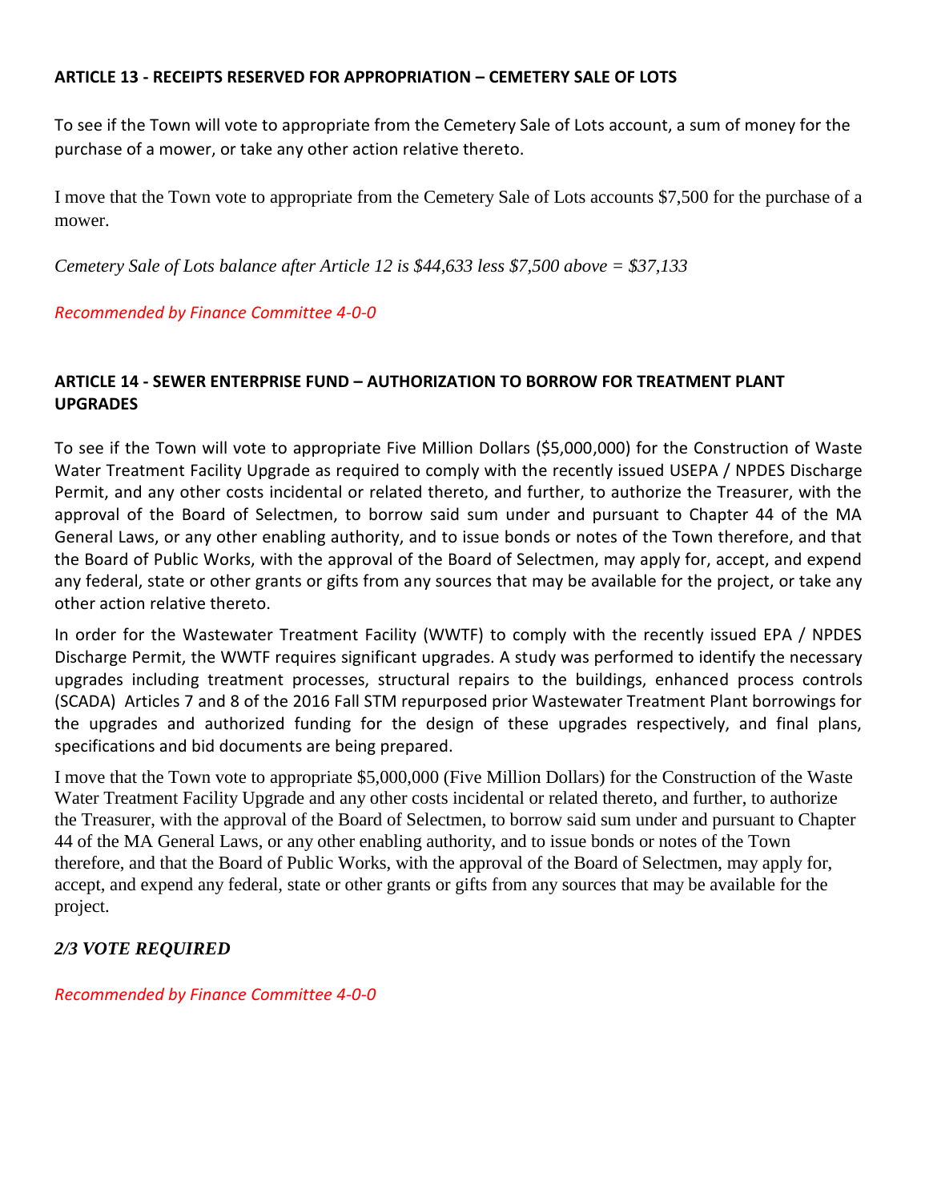**ARTICLE 13 - RECEIPTS RESERVED FOR APPROPRIATION – CEMETERY SALE OF LOTS**

To see if the Town will vote to appropriate from the Cemetery Sale of Lots account, a sum of money for the purchase of a mower, or take any other action relative thereto.

I move that the Town vote to appropriate from the Cemetery Sale of Lots accounts $7,500 for the purchase of a mower.

*Cemetery Sale of Lots balance after Article 12 is $44,633 less $7,500 above = $37,133*

*Recommended by Finance Committee 4-0-0*

**ARTICLE 14 - SEWER ENTERPRISE FUND – AUTHORIZATION TO BORROW FOR TREATMENT PLANT UPGRADES**

To see if the Town will vote to appropriate Five Million Dollars ($5,000,000) for the Construction of Waste Water Treatment Facility Upgrade as required to comply with the recently issued USEPA / NPDES Discharge Permit, and any other costs incidental or related thereto, and further, to authorize the Treasurer, with the approval of the Board of Selectmen, to borrow said sum under and pursuant to Chapter 44 of the MA General Laws, or any other enabling authority, and to issue bonds or notes of the Town therefore, and that the Board of Public Works, with the approval of the Board of Selectmen, may apply for, accept, and expend any federal, state or other grants or gifts from any sources that may be available for the project, or take any other action relative thereto.

In order for the Wastewater Treatment Facility (WWTF) to comply with the recently issued EPA / NPDES Discharge Permit, the WWTF requires significant upgrades. A study was performed to identify the necessary upgrades including treatment processes, structural repairs to the buildings, enhanced process controls (SCADA) Articles 7 and 8 of the 2016 Fall STM repurposed prior Wastewater Treatment Plant borrowings for the upgrades and authorized funding for the design of these upgrades respectively, and final plans, specifications and bid documents are being prepared.

I move that the Town vote to appropriate $5,000,000 (Five Million Dollars) for the Construction of the Waste Water Treatment Facility Upgrade and any other costs incidental or related thereto, and further, to authorize the Treasurer, with the approval of the Board of Selectmen, to borrow said sum under and pursuant to Chapter 44 of the MA General Laws, or any other enabling authority, and to issue bonds or notes of the Town therefore, and that the Board of Public Works, with the approval of the Board of Selectmen, may apply for, accept, and expend any federal, state or other grants or gifts from any sources that may be available for the project.

***2/3 VOTE REQUIRED***

*Recommended by Finance Committee 4-0-0*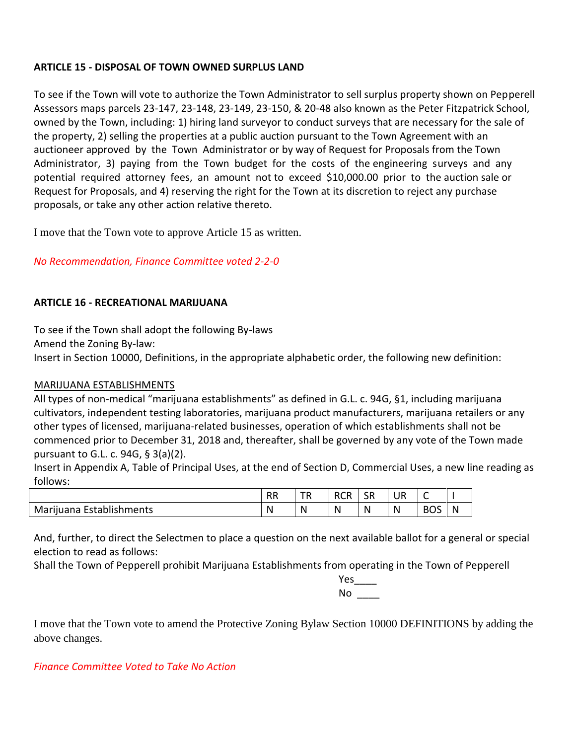**ARTICLE 15 - DISPOSAL OF TOWN OWNED SURPLUS LAND**

To see if the Town will vote to authorize the Town Administrator to sell surplus property shown on Pepperell Assessors maps parcels 23-147, 23-148, 23-149, 23-150, & 20-48 also known as the Peter Fitzpatrick School, owned by the Town, including: 1) hiring land surveyor to conduct surveys that are necessary for the sale of the property, 2) selling the properties at a public auction pursuant to the Town Agreement with an auctioneer approved by the Town Administrator or by way of Request for Proposals from the Town Administrator, 3) paying from the Town budget for the costs of the engineering surveys and any potential required attorney fees, an amount not to exceed $10,000.00 prior to the auction sale or Request for Proposals, and 4) reserving the right for the Town at its discretion to reject any purchase proposals, or take any other action relative thereto.

I move that the Town vote to approve Article 15 as written.

*No Recommendation, Finance Committee voted 2-2-0*

**ARTICLE 16 - RECREATIONAL MARIJUANA**

To see if the Town shall adopt the following By-laws
Amend the Zoning By-law:
Insert in Section 10000, Definitions, in the appropriate alphabetic order, the following new definition:

<u>MARIJUANA ESTABLISHMENTS</u>
All types of non-medical "marijuana establishments" as defined in G.L. c. 94G, §1, including marijuana cultivators, independent testing laboratories, marijuana product manufacturers, marijuana retailers or any other types of licensed, marijuana-related businesses, operation of which establishments shall not be commenced prior to December 31, 2018 and, thereafter, shall be governed by any vote of the Town made pursuant to G.L. c. 94G, § 3(a)(2).
Insert in Appendix A, Table of Principal Uses, at the end of Section D, Commercial Uses, a new line reading as follows:

| | RR | TR | RCR | SR | UR | C | I |
|---|---|---|---|---|---|---|---|
| Marijuana Establishments | N | N | N | N | N | BOS | N |

And, further, to direct the Selectmen to place a question on the next available ballot for a general or special election to read as follows:
Shall the Town of Pepperell prohibit Marijuana Establishments from operating in the Town of Pepperell

Yes____
No ____

I move that the Town vote to amend the Protective Zoning Bylaw Section 10000 DEFINITIONS by adding the above changes.

*Finance Committee Voted to Take No Action*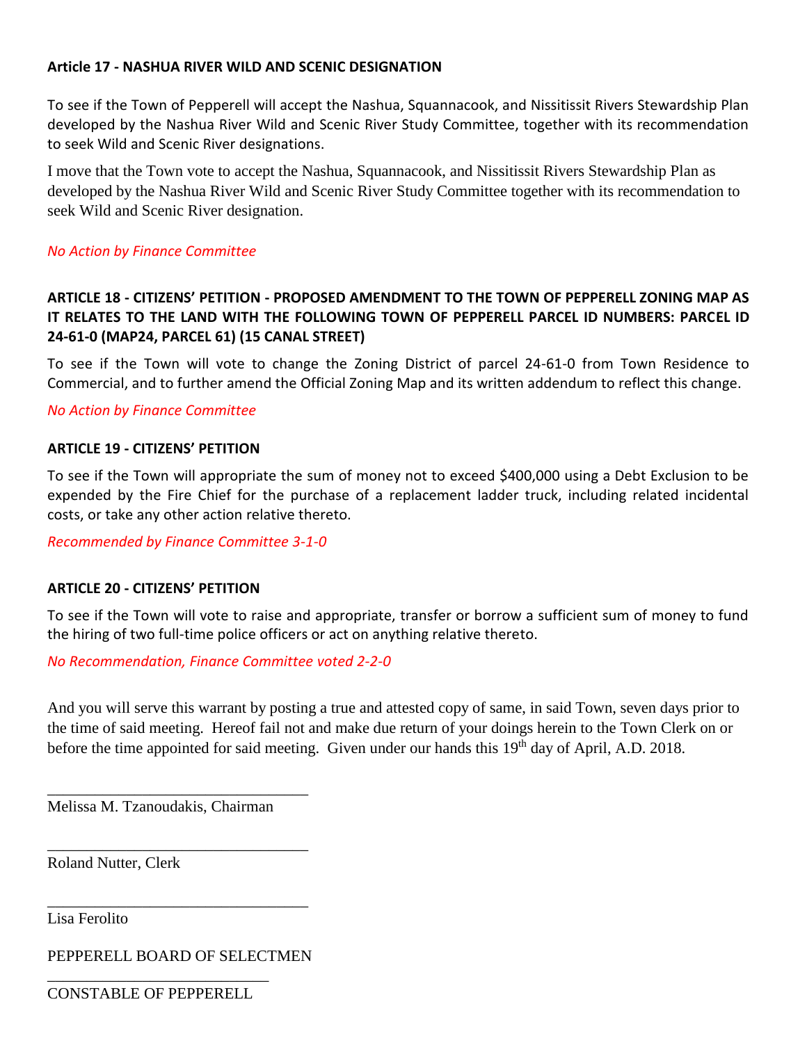**Article 17 - NASHUA RIVER WILD AND SCENIC DESIGNATION**

To see if the Town of Pepperell will accept the Nashua, Squannacook, and Nissitissit Rivers Stewardship Plan developed by the Nashua River Wild and Scenic River Study Committee, together with its recommendation to seek Wild and Scenic River designations.

I move that the Town vote to accept the Nashua, Squannacook, and Nissitissit Rivers Stewardship Plan as developed by the Nashua River Wild and Scenic River Study Committee together with its recommendation to seek Wild and Scenic River designation.

*No Action by Finance Committee*

**ARTICLE 18 - CITIZENS' PETITION - PROPOSED AMENDMENT TO THE TOWN OF PEPPERELL ZONING MAP AS IT RELATES TO THE LAND WITH THE FOLLOWING TOWN OF PEPPERELL PARCEL ID NUMBERS: PARCEL ID 24-61-0 (MAP24, PARCEL 61) (15 CANAL STREET)**

To see if the Town will vote to change the Zoning District of parcel 24-61-0 from Town Residence to Commercial, and to further amend the Official Zoning Map and its written addendum to reflect this change.

*No Action by Finance Committee*

**ARTICLE 19 - CITIZENS' PETITION**

To see if the Town will appropriate the sum of money not to exceed $400,000 using a Debt Exclusion to be expended by the Fire Chief for the purchase of a replacement ladder truck, including related incidental costs, or take any other action relative thereto.

*Recommended by Finance Committee 3-1-0*

**ARTICLE 20 - CITIZENS' PETITION**

To see if the Town will vote to raise and appropriate, transfer or borrow a sufficient sum of money to fund the hiring of two full-time police officers or act on anything relative thereto.

*No Recommendation, Finance Committee voted 2-2-0*

And you will serve this warrant by posting a true and attested copy of same, in said Town, seven days prior to the time of said meeting. Hereof fail not and make due return of your doings herein to the Town Clerk on or before the time appointed for said meeting. Given under our hands this 19th day of April, A.D. 2018.

\_\_\_\_\_\_\_\_\_\_\_\_\_\_\_\_\_\_\_\_\_\_\_\_\_\_\_\_\_\_\_\_\_\_
Melissa M. Tzanoudakis, Chairman

\_\_\_\_\_\_\_\_\_\_\_\_\_\_\_\_\_\_\_\_\_\_\_\_\_\_\_\_\_\_\_\_\_\_
Roland Nutter, Clerk

\_\_\_\_\_\_\_\_\_\_\_\_\_\_\_\_\_\_\_\_\_\_\_\_\_\_\_\_\_\_\_\_\_\_
Lisa Ferolito

PEPPERELL BOARD OF SELECTMEN

\_\_\_\_\_\_\_\_\_\_\_\_\_\_\_\_\_\_\_\_\_\_\_\_\_\_\_\_\_\_
CONSTABLE OF PEPPERELL